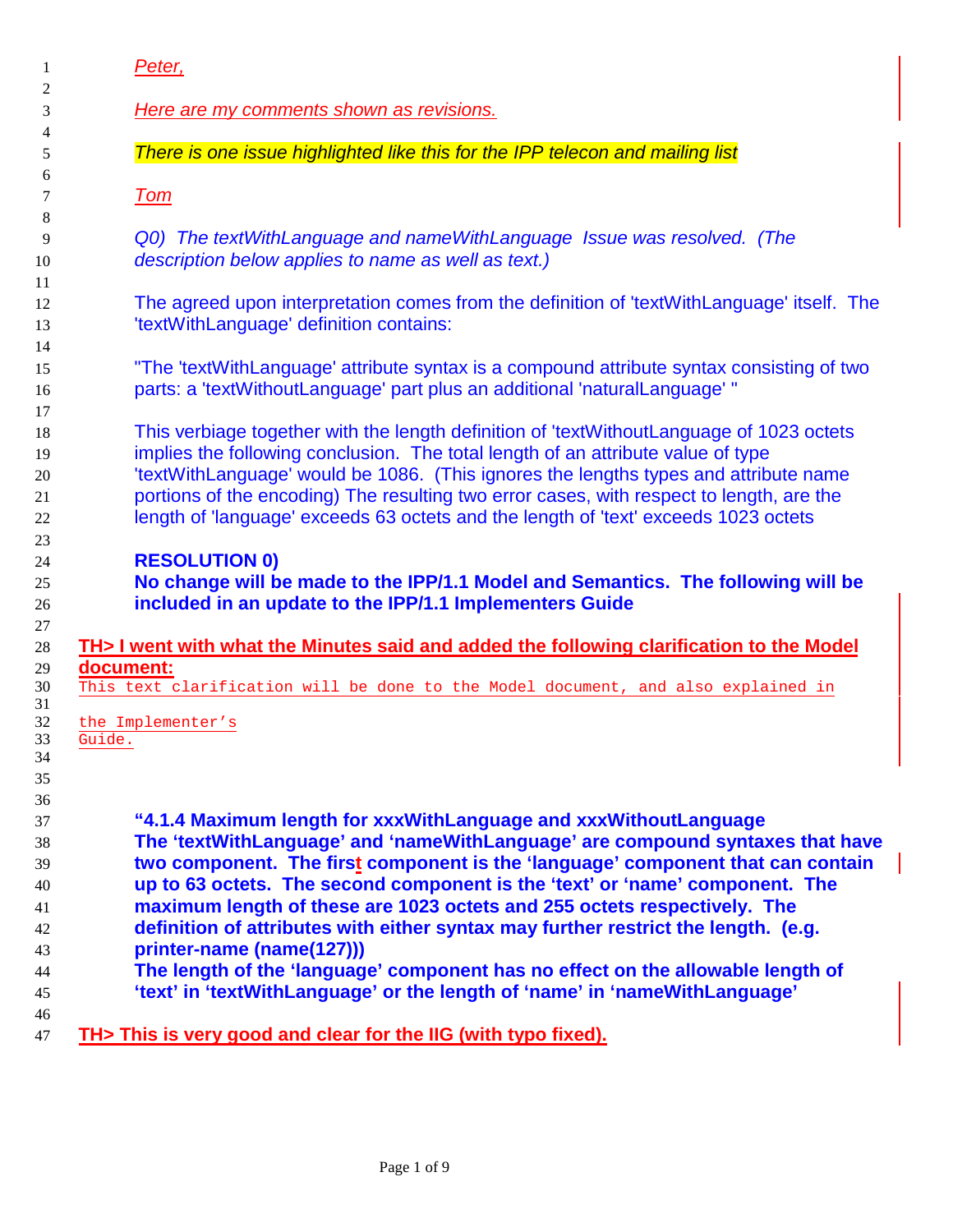*Peter,*

*Here are my comments shown as revisions.*

*There is one issue highlighted like this for the IPP telecon and mailing list*

*Tom*

*Q0) The textWithLanguage and nameWithLanguage Issue was resolved. (The description below applies to name as well as text.)*

The agreed upon interpretation comes from the definition of 'textWithLanguage' itself. The 'textWithLanguage' definition contains:

"The 'textWithLanguage' attribute syntax is a compound attribute syntax consisting of two parts: a 'textWithoutLanguage' part plus an additional 'naturalLanguage' "

This verbiage together with the length definition of 'textWithoutLanguage of 1023 octets implies the following conclusion. The total length of an attribute value of type 'textWithLanguage' would be 1086. (This ignores the lengths types and attribute name portions of the encoding) The resulting two error cases, with respect to length, are the length of 'language' exceeds 63 octets and the length of 'text' exceeds 1023 octets

**RESOLUTION 0)**
**No change will be made to the IPP/1.1 Model and Semantics. The following will be included in an update to the IPP/1.1 Implementers Guide**

**TH> I went with what the Minutes said and added the following clarification to the Model document:**

```
This text clarification will be done to the Model document, and also explained in

the Implementer's
Guide.
```

**"4.1.4 Maximum length for xxxWithLanguage and xxxWithoutLanguage**
**The 'textWithLanguage' and 'nameWithLanguage' are compound syntaxes that have two component. The first component is the 'language' component that can contain up to 63 octets. The second component is the 'text' or 'name' component. The maximum length of these are 1023 octets and 255 octets respectively. The definition of attributes with either syntax may further restrict the length. (e.g. printer-name (name(127)))**
**The length of the 'language' component has no effect on the allowable length of 'text' in 'textWithLanguage' or the length of 'name' in 'nameWithLanguage'**

**TH> This is very good and clear for the IIG (with typo fixed).**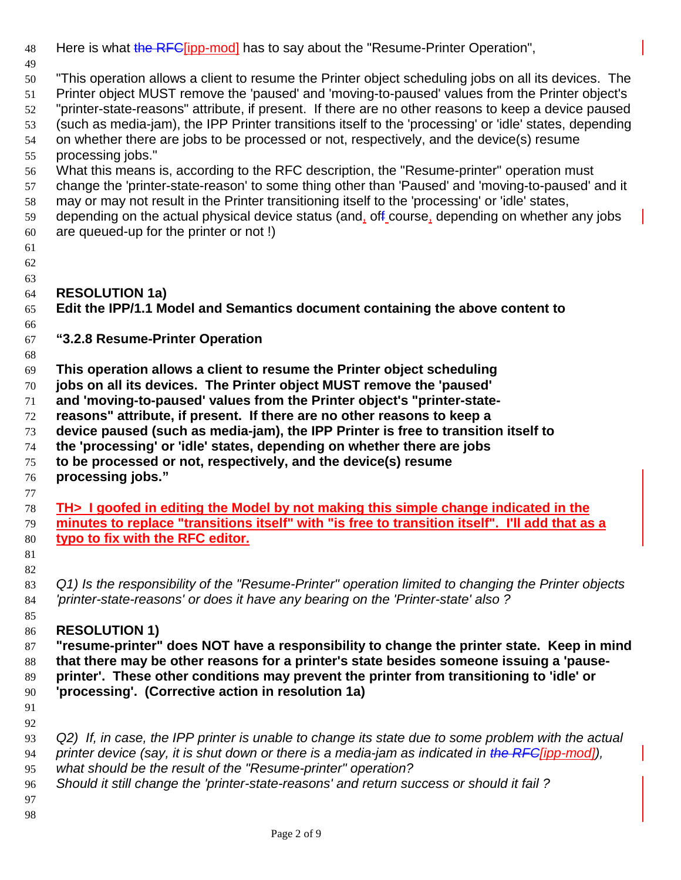Here is what ~~the RFC~~[ipp-mod] has to say about the "Resume-Printer Operation",

"This operation allows a client to resume the Printer object scheduling jobs on all its devices. The Printer object MUST remove the 'paused' and 'moving-to-paused' values from the Printer object's "printer-state-reasons" attribute, if present. If there are no other reasons to keep a device paused (such as media-jam), the IPP Printer transitions itself to the 'processing' or 'idle' states, depending on whether there are jobs to be processed or not, respectively, and the device(s) resume processing jobs."

What this means is, according to the RFC description, the "Resume-printer" operation must change the 'printer-state-reason' to some thing other than 'Paused' and 'moving-to-paused' and it may or may not result in the Printer transitioning itself to the 'processing' or 'idle' states, depending on the actual physical device status (and, of~~f~~ course, depending on whether any jobs are queued-up for the printer or not !)

**RESOLUTION 1a)**

**Edit the IPP/1.1 Model and Semantics document containing the above content to**

**"3.2.8 Resume-Printer Operation**

**This operation allows a client to resume the Printer object scheduling jobs on all its devices. The Printer object MUST remove the 'paused' and 'moving-to-paused' values from the Printer object's "printer-state-reasons" attribute, if present. If there are no other reasons to keep a device paused (such as media-jam), the IPP Printer is free to transition itself to the 'processing' or 'idle' states, depending on whether there are jobs to be processed or not, respectively, and the device(s) resume processing jobs."**

**TH> I goofed in editing the Model by not making this simple change indicated in the minutes to replace "transitions itself" with "is free to transition itself". I'll add that as a typo to fix with the RFC editor.**

*Q1) Is the responsibility of the "Resume-Printer" operation limited to changing the Printer objects 'printer-state-reasons' or does it have any bearing on the 'Printer-state' also ?*

**RESOLUTION 1)**

**"resume-printer" does NOT have a responsibility to change the printer state. Keep in mind that there may be other reasons for a printer's state besides someone issuing a 'pause-printer'. These other conditions may prevent the printer from transitioning to 'idle' or 'processing'. (Corrective action in resolution 1a)**

*Q2) If, in case, the IPP printer is unable to change its state due to some problem with the actual printer device (say, it is shut down or there is a media-jam as indicated in ~~the RFC~~[ipp-mod]), what should be the result of the "Resume-printer" operation?*

*Should it still change the 'printer-state-reasons' and return success or should it fail ?*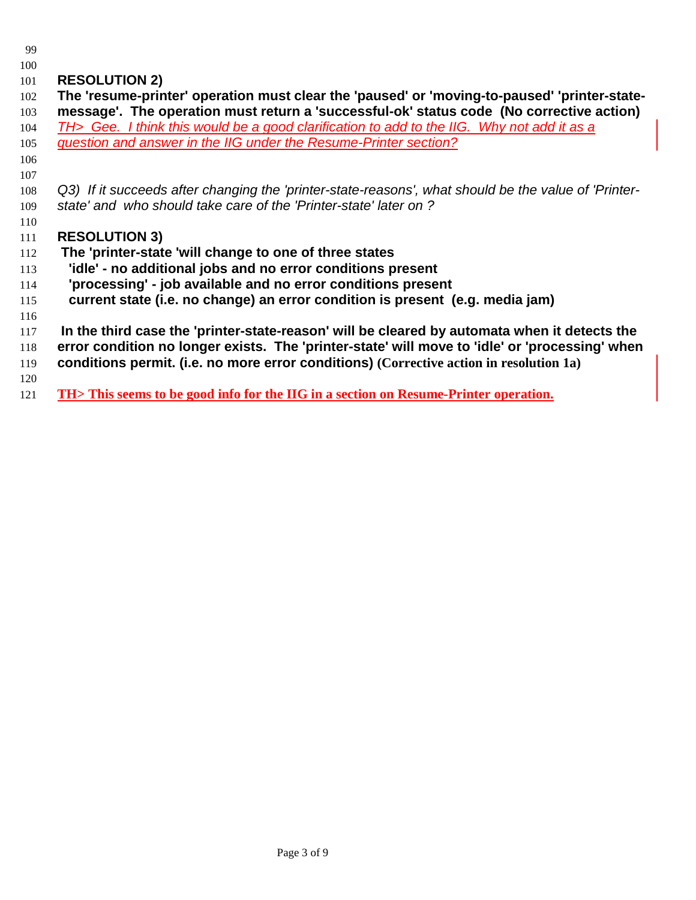**RESOLUTION 2)**

**The 'resume-printer' operation must clear the 'paused' or 'moving-to-paused' 'printer-state-message'. The operation must return a 'successful-ok' status code (No corrective action)**

*TH> Gee. I think this would be a good clarification to add to the IIG. Why not add it as a question and answer in the IIG under the Resume-Printer section?*

*Q3) If it succeeds after changing the 'printer-state-reasons', what should be the value of 'Printer-state' and who should take care of the 'Printer-state' later on ?*

**RESOLUTION 3)**

**The 'printer-state 'will change to one of three states**

**'idle' - no additional jobs and no error conditions present**

**'processing' - job available and no error conditions present**

**current state (i.e. no change) an error condition is present (e.g. media jam)**

**In the third case the 'printer-state-reason' will be cleared by automata when it detects the error condition no longer exists. The 'printer-state' will move to 'idle' or 'processing' when conditions permit. (i.e. no more error conditions) (Corrective action in resolution 1a)**

**TH> This seems to be good info for the IIG in a section on Resume-Printer operation.**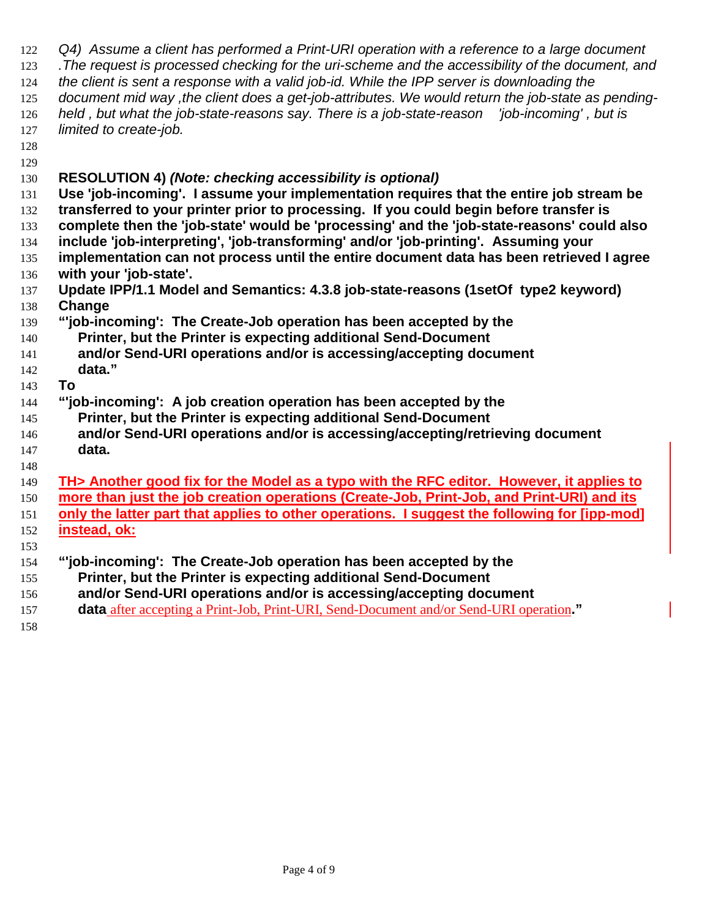*Q4) Assume a client has performed a Print-URI operation with a reference to a large document .The request is processed checking for the uri-scheme and the accessibility of the document, and the client is sent a response with a valid job-id. While the IPP server is downloading the document mid way ,the client does a get-job-attributes. We would return the job-state as pending-held , but what the job-state-reasons say. There is a job-state-reason 'job-incoming' , but is limited to create-job.*

**RESOLUTION 4)** ***(Note: checking accessibility is optional)***

**Use 'job-incoming'. I assume your implementation requires that the entire job stream be transferred to your printer prior to processing. If you could begin before transfer is complete then the 'job-state' would be 'processing' and the 'job-state-reasons' could also include 'job-interpreting', 'job-transforming' and/or 'job-printing'. Assuming your implementation can not process until the entire document data has been retrieved I agree with your 'job-state'.**

**Update IPP/1.1 Model and Semantics: 4.3.8 job-state-reasons (1setOf type2 keyword)**

**Change**

**"'job-incoming': The Create-Job operation has been accepted by the Printer, but the Printer is expecting additional Send-Document and/or Send-URI operations and/or is accessing/accepting document data."**

**To**

**"'job-incoming': A job creation operation has been accepted by the Printer, but the Printer is expecting additional Send-Document and/or Send-URI operations and/or is accessing/accepting/retrieving document data.**

**TH> Another good fix for the Model as a typo with the RFC editor. However, it applies to more than just the job creation operations (Create-Job, Print-Job, and Print-URI) and its only the latter part that applies to other operations. I suggest the following for [ipp-mod] instead, ok:**

**"'job-incoming': The Create-Job operation has been accepted by the Printer, but the Printer is expecting additional Send-Document and/or Send-URI operations and/or is accessing/accepting document data** after accepting a Print-Job, Print-URI, Send-Document and/or Send-URI operation**."**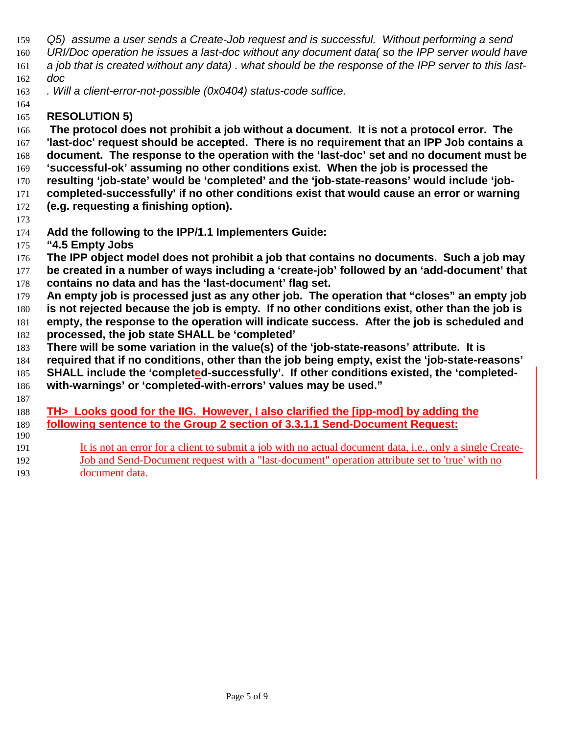*Q5) assume a user sends a Create-Job request and is successful. Without performing a send URI/Doc operation he issues a last-doc without any document data( so the IPP server would have a job that is created without any data) . what should be the response of the IPP server to this last-doc*

*. Will a client-error-not-possible (0x0404) status-code suffice.*

**RESOLUTION 5)**

**The protocol does not prohibit a job without a document. It is not a protocol error. The 'last-doc' request should be accepted. There is no requirement that an IPP Job contains a document. The response to the operation with the 'last-doc' set and no document must be 'successful-ok' assuming no other conditions exist. When the job is processed the resulting 'job-state' would be 'completed' and the 'job-state-reasons' would include 'job-completed-successfully' if no other conditions exist that would cause an error or warning (e.g. requesting a finishing option).**

**Add the following to the IPP/1.1 Implementers Guide:**

**"4.5 Empty Jobs**

**The IPP object model does not prohibit a job that contains no documents. Such a job may be created in a number of ways including a 'create-job' followed by an 'add-document' that contains no data and has the 'last-document' flag set.**

**An empty job is processed just as any other job. The operation that "closes" an empty job is not rejected because the job is empty. If no other conditions exist, other than the job is empty, the response to the operation will indicate success. After the job is scheduled and processed, the job state SHALL be 'completed'**

**There will be some variation in the value(s) of the 'job-state-reasons' attribute. It is required that if no conditions, other than the job being empty, exist the 'job-state-reasons' SHALL include the 'completed-successfully'. If other conditions existed, the 'completed-with-warnings' or 'completed-with-errors' values may be used."**

**TH> Looks good for the IIG. However, I also clarified the [ipp-mod] by adding the following sentence to the Group 2 section of 3.3.1.1 Send-Document Request:**

> It is not an error for a client to submit a job with no actual document data, i.e., only a single Create-Job and Send-Document request with a "last-document" operation attribute set to 'true' with no document data.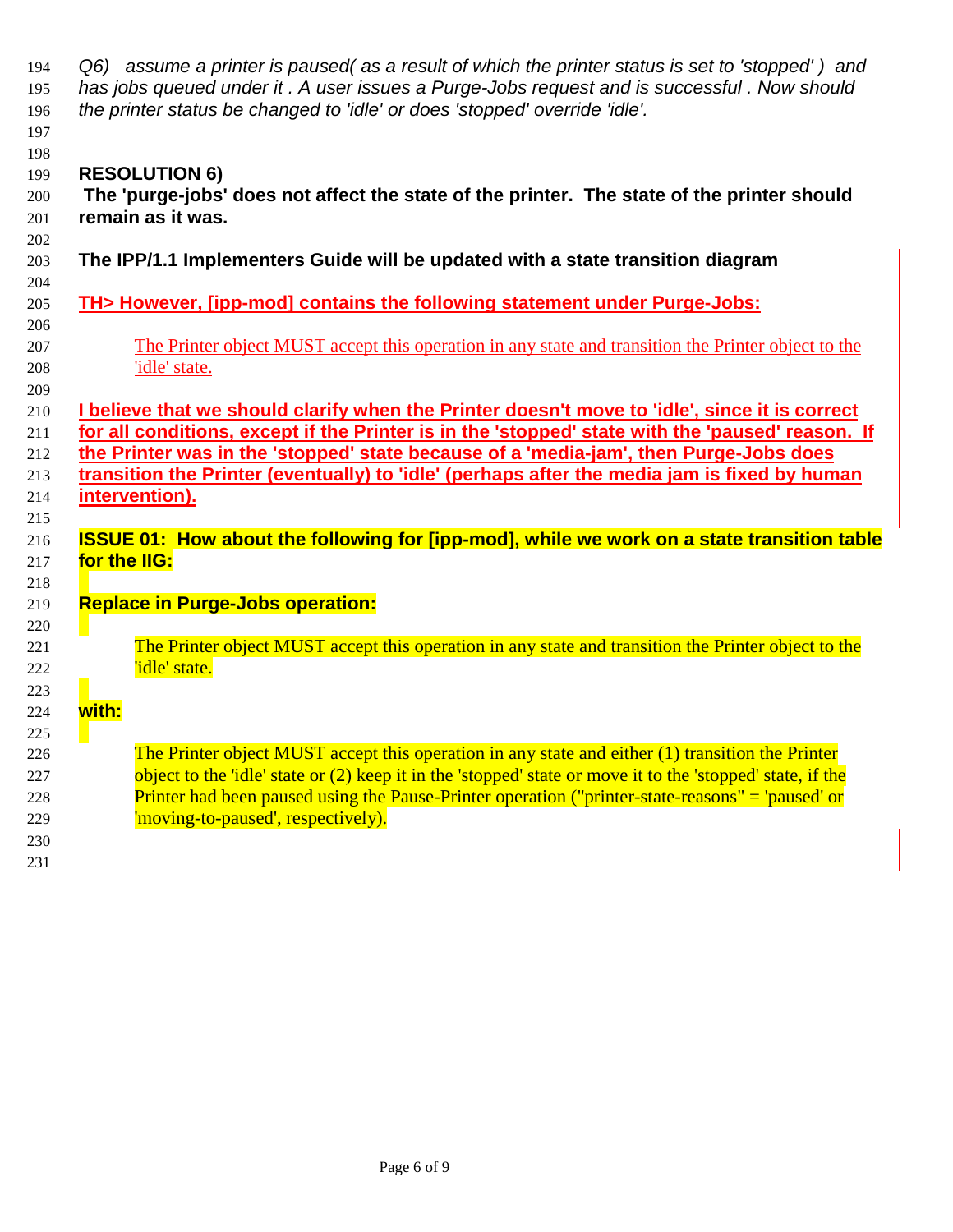*Q6) assume a printer is paused( as a result of which the printer status is set to 'stopped' ) and has jobs queued under it . A user issues a Purge-Jobs request and is successful . Now should the printer status be changed to 'idle' or does 'stopped' override 'idle'.*

**RESOLUTION 6)**

**The 'purge-jobs' does not affect the state of the printer. The state of the printer should remain as it was.**

**The IPP/1.1 Implementers Guide will be updated with a state transition diagram**

**TH> However, [ipp-mod] contains the following statement under Purge-Jobs:**

> The Printer object MUST accept this operation in any state and transition the Printer object to the 'idle' state.

**I believe that we should clarify when the Printer doesn't move to 'idle', since it is correct for all conditions, except if the Printer is in the 'stopped' state with the 'paused' reason. If the Printer was in the 'stopped' state because of a 'media-jam', then Purge-Jobs does transition the Printer (eventually) to 'idle' (perhaps after the media jam is fixed by human intervention).**

**ISSUE 01: How about the following for [ipp-mod], while we work on a state transition table for the IIG:**

**Replace in Purge-Jobs operation:**

> The Printer object MUST accept this operation in any state and transition the Printer object to the 'idle' state.

**with:**

> The Printer object MUST accept this operation in any state and either (1) transition the Printer object to the 'idle' state or (2) keep it in the 'stopped' state or move it to the 'stopped' state, if the Printer had been paused using the Pause-Printer operation ("printer-state-reasons" = 'paused' or 'moving-to-paused', respectively).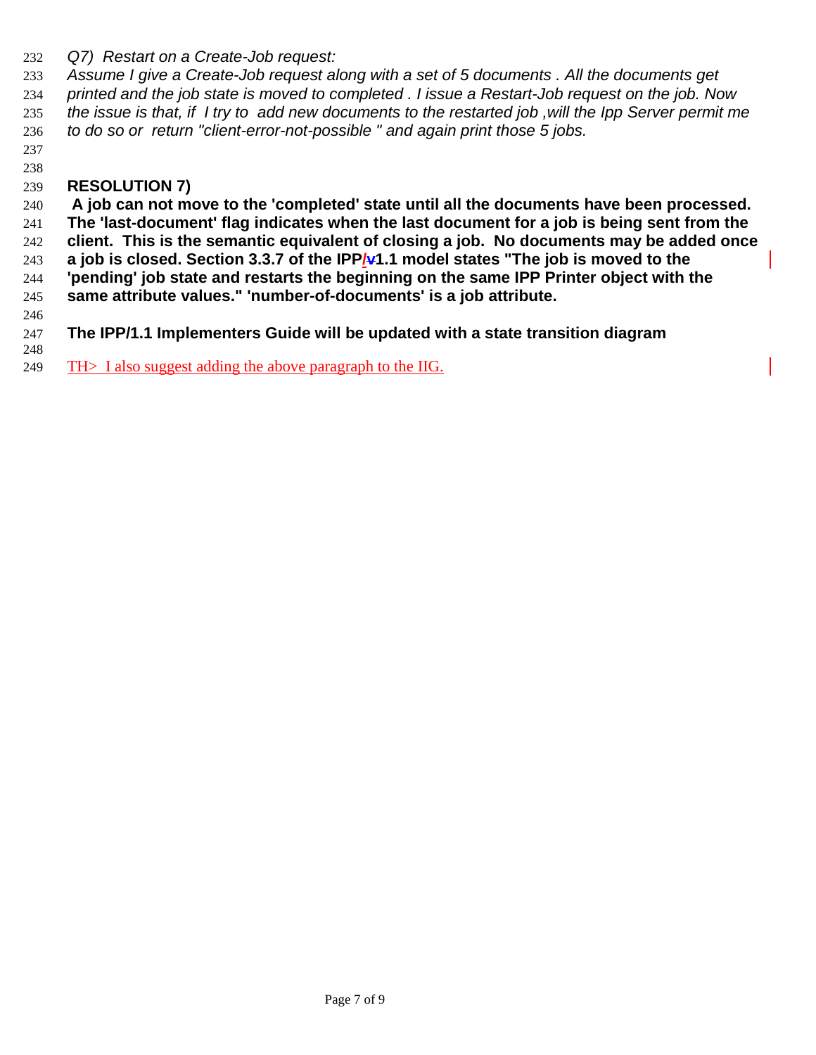*Q7) Restart on a Create-Job request:*
*Assume I give a Create-Job request along with a set of 5 documents . All the documents get printed and the job state is moved to completed . I issue a Restart-Job request on the job. Now the issue is that, if I try to add new documents to the restarted job ,will the Ipp Server permit me to do so or return "client-error-not-possible " and again print those 5 jobs.*

**RESOLUTION 7)**

**A job can not move to the 'completed' state until all the documents have been processed. The 'last-document' flag indicates when the last document for a job is being sent from the client. This is the semantic equivalent of closing a job. No documents may be added once a job is closed. Section 3.3.7 of the IPP/1.1 model states "The job is moved to the 'pending' job state and restarts the beginning on the same IPP Printer object with the same attribute values." 'number-of-documents' is a job attribute.**

**The IPP/1.1 Implementers Guide will be updated with a state transition diagram**

TH> I also suggest adding the above paragraph to the IIG.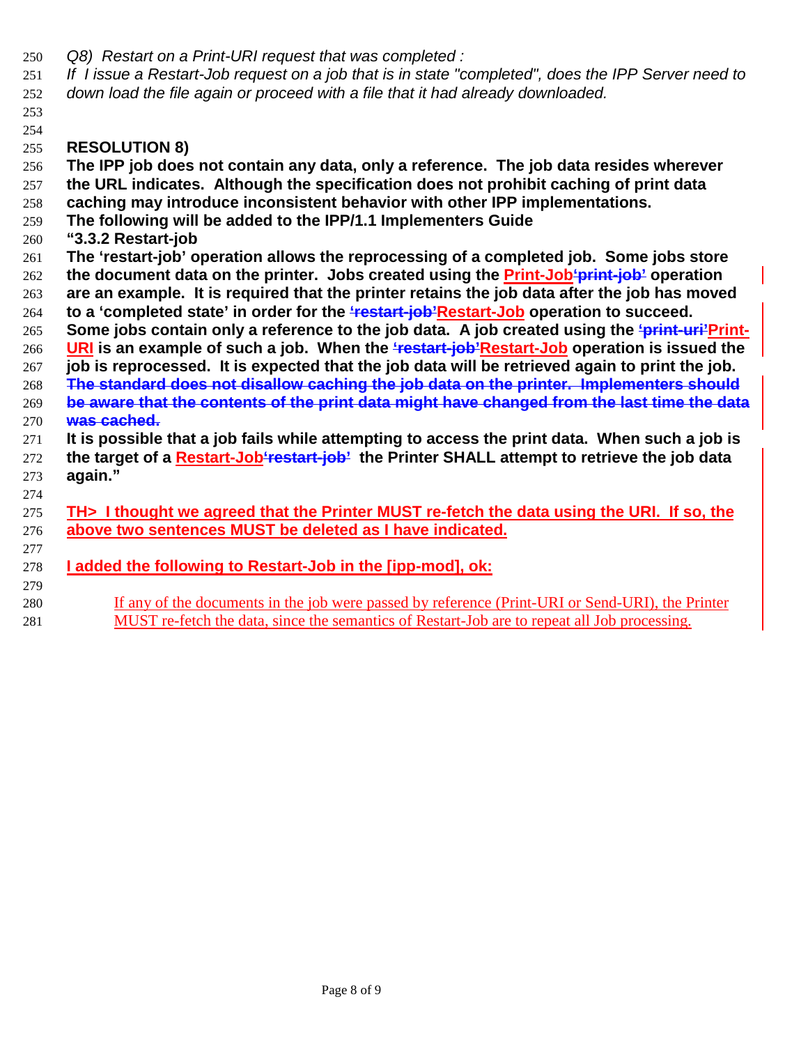*Q8) Restart on a Print-URI request that was completed :*

*If I issue a Restart-Job request on a job that is in state "completed", does the IPP Server need to down load the file again or proceed with a file that it had already downloaded.*

**RESOLUTION 8)**

**The IPP job does not contain any data, only a reference. The job data resides wherever the URL indicates. Although the specification does not prohibit caching of print data caching may introduce inconsistent behavior with other IPP implementations.**

**The following will be added to the IPP/1.1 Implementers Guide**

**"3.3.2 Restart-job**

**The 'restart-job' operation allows the reprocessing of a completed job. Some jobs store the document data on the printer. Jobs created using the Print-Job~~'print-job'~~ operation are an example. It is required that the printer retains the job data after the job has moved to a 'completed state' in order for the ~~'restart-job'~~Restart-Job operation to succeed. Some jobs contain only a reference to the job data. A job created using the ~~'print-uri'~~Print-URI is an example of such a job. When the ~~'restart-job'~~Restart-Job operation is issued the job is reprocessed. It is expected that the job data will be retrieved again to print the job. ~~The standard does not disallow caching the job data on the printer. Implementers should be aware that the contents of the print data might have changed from the last time the data was cached.~~**

**It is possible that a job fails while attempting to access the print data. When such a job is the target of a Restart-Job~~'restart-job'~~ the Printer SHALL attempt to retrieve the job data again."**

**TH> I thought we agreed that the Printer MUST re-fetch the data using the URI. If so, the above two sentences MUST be deleted as I have indicated.**

**I added the following to Restart-Job in the [ipp-mod], ok:**

> If any of the documents in the job were passed by reference (Print-URI or Send-URI), the Printer MUST re-fetch the data, since the semantics of Restart-Job are to repeat all Job processing.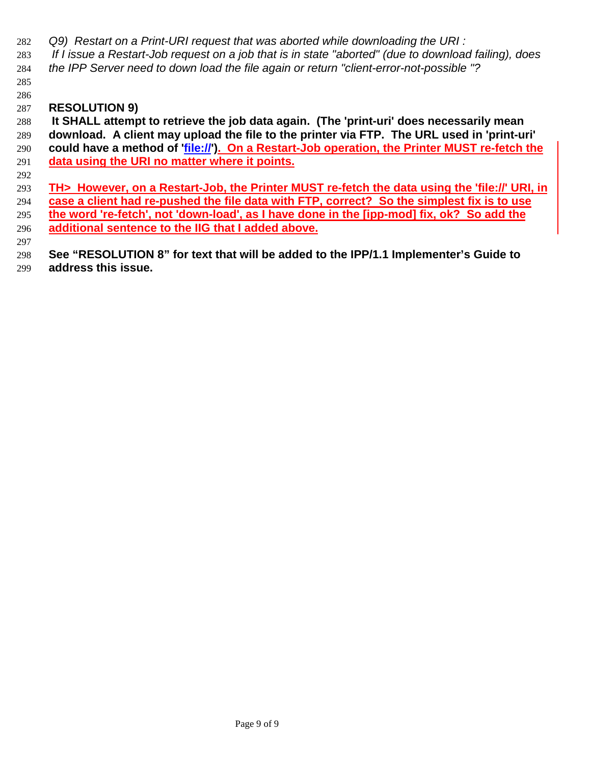*Q9) Restart on a Print-URI request that was aborted while downloading the URI :*
*If I issue a Restart-Job request on a job that is in state "aborted" (due to download failing), does the IPP Server need to down load the file again or return "client-error-not-possible "?*

**RESOLUTION 9)**

**It SHALL attempt to retrieve the job data again. (The 'print-uri' does necessarily mean download. A client may upload the file to the printer via FTP. The URL used in 'print-uri' could have a method of 'file://'). On a Restart-Job operation, the Printer MUST re-fetch the data using the URI no matter where it points.**

**TH> However, on a Restart-Job, the Printer MUST re-fetch the data using the 'file://' URI, in case a client had re-pushed the file data with FTP, correct? So the simplest fix is to use the word 're-fetch', not 'down-load', as I have done in the [ipp-mod] fix, ok? So add the additional sentence to the IIG that I added above.**

**See "RESOLUTION 8" for text that will be added to the IPP/1.1 Implementer's Guide to address this issue.**